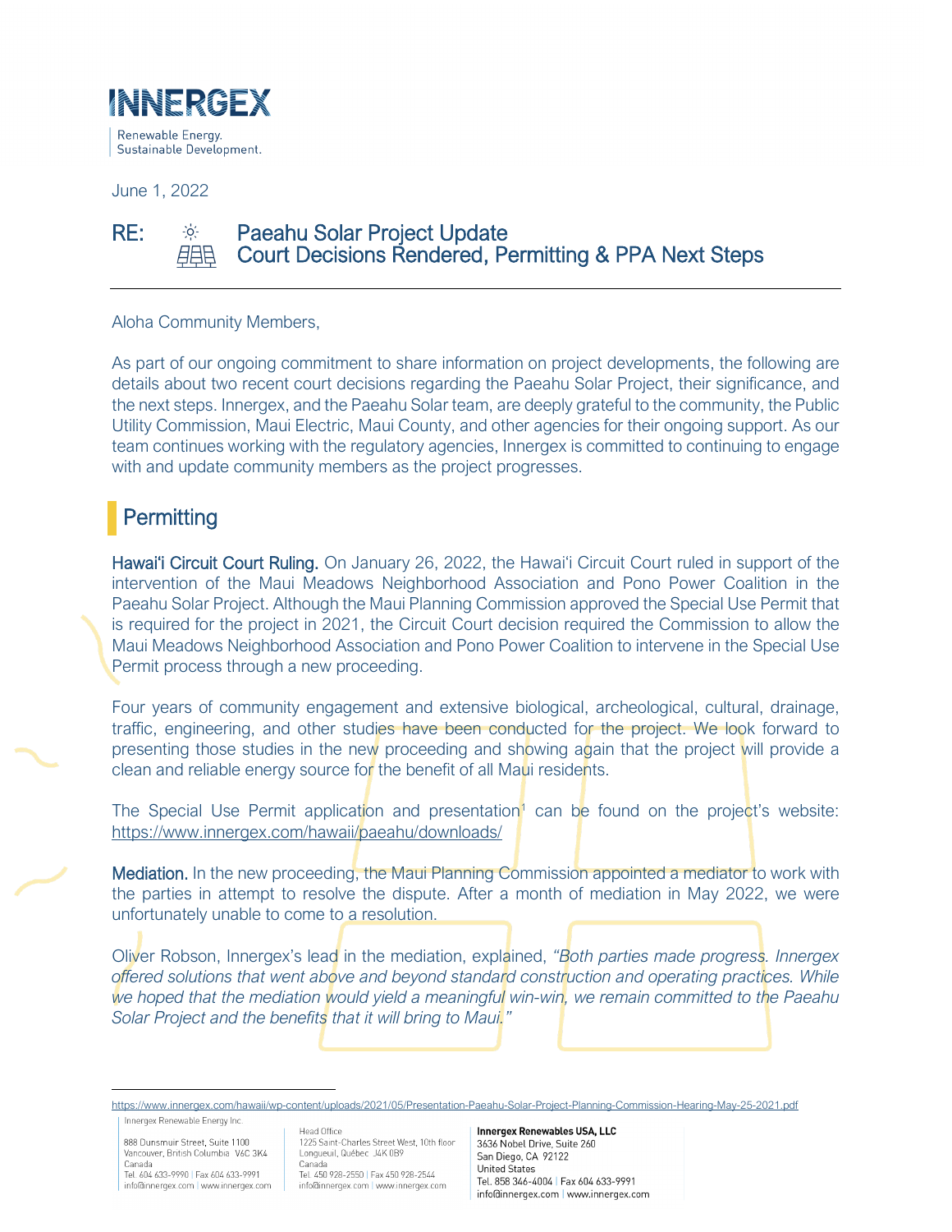**INNERGEX**

Renewable Energy.
Sustainable Development.

June 1, 2022

**RE: Paeahu Solar Project Update**
**Court Decisions Rendered, Permitting & PPA Next Steps**

Aloha Community Members,

As part of our ongoing commitment to share information on project developments, the following are details about two recent court decisions regarding the Paeahu Solar Project, their significance, and the next steps. Innergex, and the Paeahu Solar team, are deeply grateful to the community, the Public Utility Commission, Maui Electric, Maui County, and other agencies for their ongoing support. As our team continues working with the regulatory agencies, Innergex is committed to continuing to engage with and update community members as the project progresses.

## Permitting

**Hawai'i Circuit Court Ruling.** On January 26, 2022, the Hawai'i Circuit Court ruled in support of the intervention of the Maui Meadows Neighborhood Association and Pono Power Coalition in the Paeahu Solar Project. Although the Maui Planning Commission approved the Special Use Permit that is required for the project in 2021, the Circuit Court decision required the Commission to allow the Maui Meadows Neighborhood Association and Pono Power Coalition to intervene in the Special Use Permit process through a new proceeding.

Four years of community engagement and extensive biological, archeological, cultural, drainage, traffic, engineering, and other studies have been conducted for the project. We look forward to presenting those studies in the new proceeding and showing again that the project will provide a clean and reliable energy source for the benefit of all Maui residents.

The Special Use Permit application and presentation[1] can be found on the project's website: https://www.innergex.com/hawaii/paeahu/downloads/

**Mediation.** In the new proceeding, the Maui Planning Commission appointed a mediator to work with the parties in attempt to resolve the dispute. After a month of mediation in May 2022, we were unfortunately unable to come to a resolution.

Oliver Robson, Innergex's lead in the mediation, explained, *"Both parties made progress. Innergex offered solutions that went above and beyond standard construction and operating practices. While we hoped that the mediation would yield a meaningful win-win, we remain committed to the Paeahu Solar Project and the benefits that it will bring to Maui."*

---

[1] https://www.innergex.com/hawaii/wp-content/uploads/2021/05/Presentation-Paeahu-Solar-Project-Planning-Commission-Hearing-May-25-2021.pdf

Innergex Renewable Energy Inc.
888 Dunsmuir Street, Suite 1100
Vancouver, British Columbia V6C 3K4
Canada
Tel. 604 633-9990 | Fax 604 633-9991
info@innergex.com | www.innergex.com

Head Office
1225 Saint-Charles Street West, 10th floor
Longueuil, Québec J4K 0B9
Canada
Tel. 450 928-2550 | Fax 450 928-2544
info@innergex.com | www.innergex.com

**Innergex Renewables USA, LLC**
3636 Nobel Drive, Suite 260
San Diego, CA 92122
United States
Tel. 858 346-4004 | Fax 604 633-9991
info@innergex.com | www.innergex.com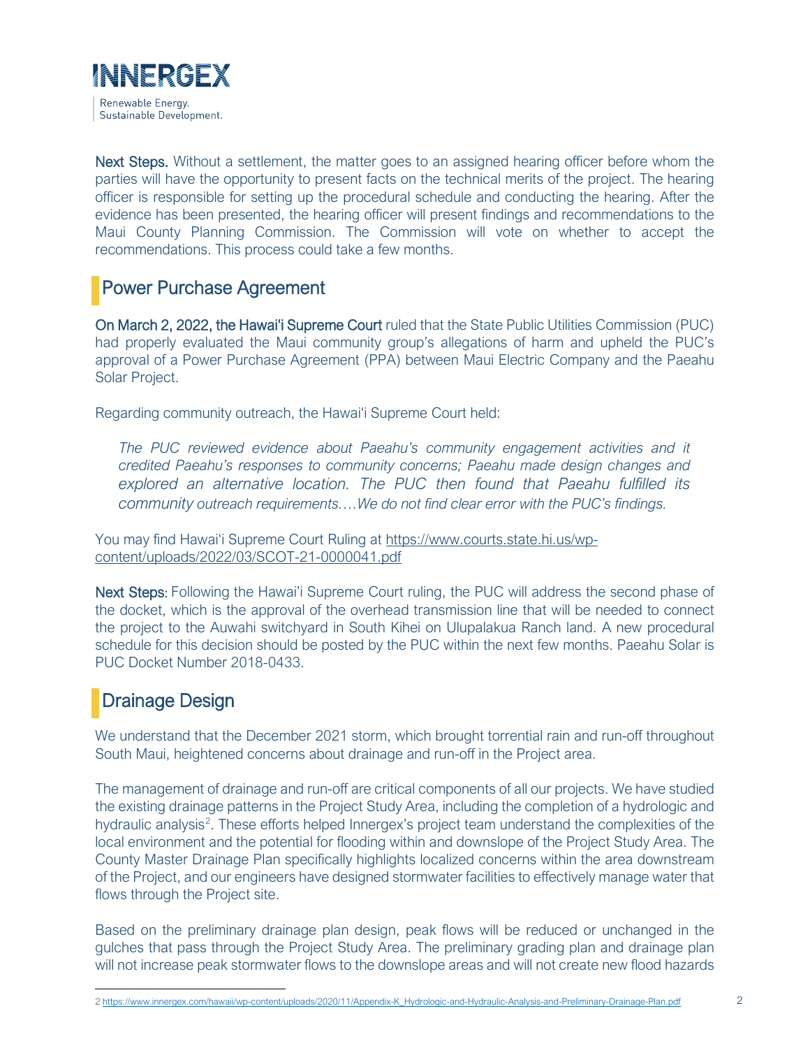**Next Steps.** Without a settlement, the matter goes to an assigned hearing officer before whom the parties will have the opportunity to present facts on the technical merits of the project. The hearing officer is responsible for setting up the procedural schedule and conducting the hearing. After the evidence has been presented, the hearing officer will present findings and recommendations to the Maui County Planning Commission. The Commission will vote on whether to accept the recommendations. This process could take a few months.

## Power Purchase Agreement

**On March 2, 2022, the Hawaiʻi Supreme Court** ruled that the State Public Utilities Commission (PUC) had properly evaluated the Maui community group's allegations of harm and upheld the PUC's approval of a Power Purchase Agreement (PPA) between Maui Electric Company and the Paeahu Solar Project.

Regarding community outreach, the Hawaiʻi Supreme Court held:

> *The PUC reviewed evidence about Paeahu's community engagement activities and it credited Paeahu's responses to community concerns; Paeahu made design changes and explored an alternative location. The PUC then found that Paeahu fulfilled its community outreach requirements….We do not find clear error with the PUC's findings.*

You may find Hawaiʻi Supreme Court Ruling at https://www.courts.state.hi.us/wp-content/uploads/2022/03/SCOT-21-0000041.pdf

**Next Steps:** Following the Hawai'i Supreme Court ruling, the PUC will address the second phase of the docket, which is the approval of the overhead transmission line that will be needed to connect the project to the Auwahi switchyard in South Kihei on Ulupalakua Ranch land. A new procedural schedule for this decision should be posted by the PUC within the next few months. Paeahu Solar is PUC Docket Number 2018-0433.

## Drainage Design

We understand that the December 2021 storm, which brought torrential rain and run-off throughout South Maui, heightened concerns about drainage and run-off in the Project area.

The management of drainage and run-off are critical components of all our projects. We have studied the existing drainage patterns in the Project Study Area, including the completion of a hydrologic and hydraulic analysis[2]. These efforts helped Innergex's project team understand the complexities of the local environment and the potential for flooding within and downslope of the Project Study Area. The County Master Drainage Plan specifically highlights localized concerns within the area downstream of the Project, and our engineers have designed stormwater facilities to effectively manage water that flows through the Project site.

Based on the preliminary drainage plan design, peak flows will be reduced or unchanged in the gulches that pass through the Project Study Area. The preliminary grading plan and drainage plan will not increase peak stormwater flows to the downslope areas and will not create new flood hazards

---

[2] https://www.innergex.com/hawaii/wp-content/uploads/2020/11/Appendix-K_Hydrologic-and-Hydraulic-Analysis-and-Preliminary-Drainage-Plan.pdf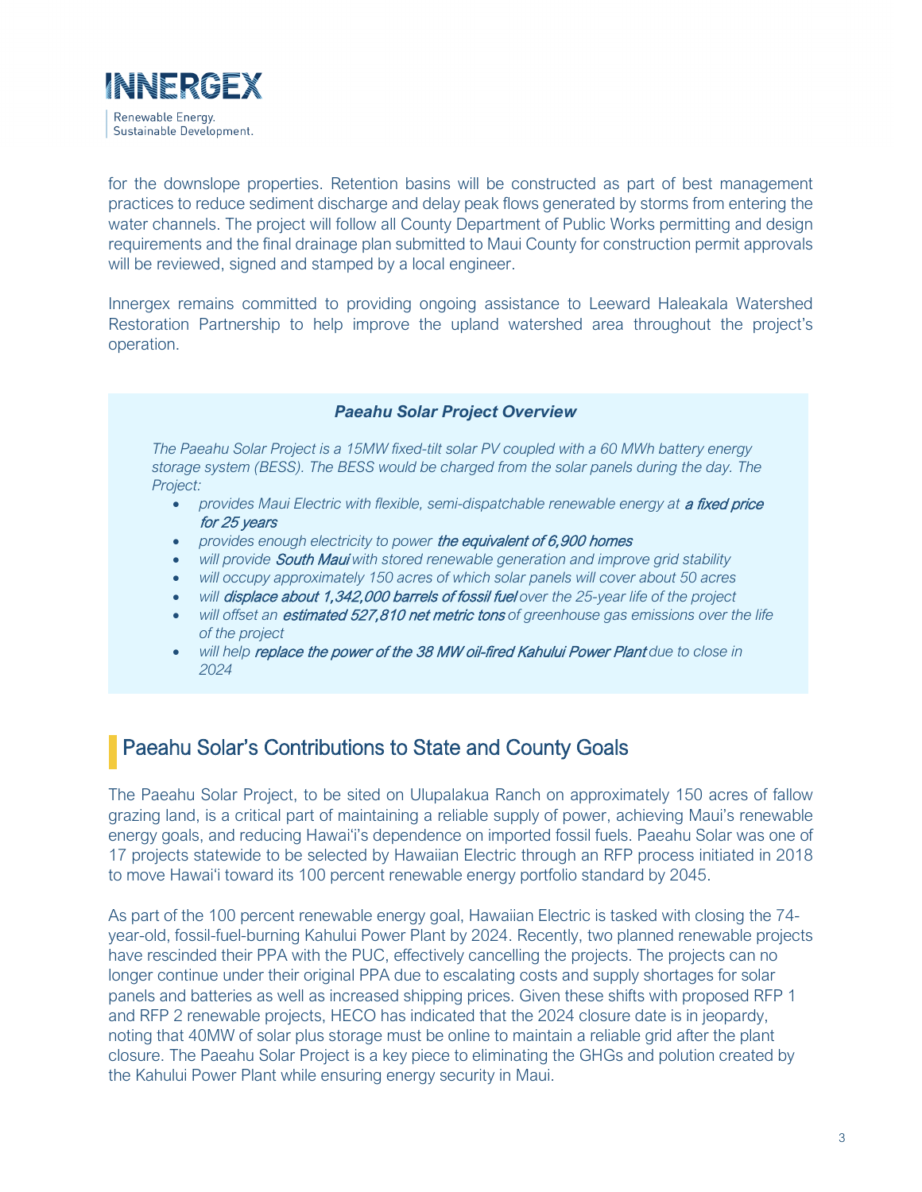for the downslope properties. Retention basins will be constructed as part of best management practices to reduce sediment discharge and delay peak flows generated by storms from entering the water channels. The project will follow all County Department of Public Works permitting and design requirements and the final drainage plan submitted to Maui County for construction permit approvals will be reviewed, signed and stamped by a local engineer.

Innergex remains committed to providing ongoing assistance to Leeward Haleakala Watershed Restoration Partnership to help improve the upland watershed area throughout the project's operation.

***Paeahu Solar Project Overview***

*The Paeahu Solar Project is a 15MW fixed-tilt solar PV coupled with a 60 MWh battery energy storage system (BESS). The BESS would be charged from the solar panels during the day. The Project:*

- *provides Maui Electric with flexible, semi-dispatchable renewable energy at* ***a fixed price for 25 years***
- *provides enough electricity to power* ***the equivalent of 6,900 homes***
- *will provide* ***South Maui*** *with stored renewable generation and improve grid stability*
- *will occupy approximately 150 acres of which solar panels will cover about 50 acres*
- *will* ***displace about 1,342,000 barrels of fossil fuel*** *over the 25-year life of the project*
- *will offset an* ***estimated 527,810 net metric tons*** *of greenhouse gas emissions over the life of the project*
- *will help* ***replace the power of the 38 MW oil-fired Kahului Power Plant*** *due to close in 2024*

## Paeahu Solar's Contributions to State and County Goals

The Paeahu Solar Project, to be sited on Ulupalakua Ranch on approximately 150 acres of fallow grazing land, is a critical part of maintaining a reliable supply of power, achieving Maui's renewable energy goals, and reducing Hawai'i's dependence on imported fossil fuels. Paeahu Solar was one of 17 projects statewide to be selected by Hawaiian Electric through an RFP process initiated in 2018 to move Hawai'i toward its 100 percent renewable energy portfolio standard by 2045.

As part of the 100 percent renewable energy goal, Hawaiian Electric is tasked with closing the 74-year-old, fossil-fuel-burning Kahului Power Plant by 2024. Recently, two planned renewable projects have rescinded their PPA with the PUC, effectively cancelling the projects. The projects can no longer continue under their original PPA due to escalating costs and supply shortages for solar panels and batteries as well as increased shipping prices. Given these shifts with proposed RFP 1 and RFP 2 renewable projects, HECO has indicated that the 2024 closure date is in jeopardy, noting that 40MW of solar plus storage must be online to maintain a reliable grid after the plant closure. The Paeahu Solar Project is a key piece to eliminating the GHGs and polution created by the Kahului Power Plant while ensuring energy security in Maui.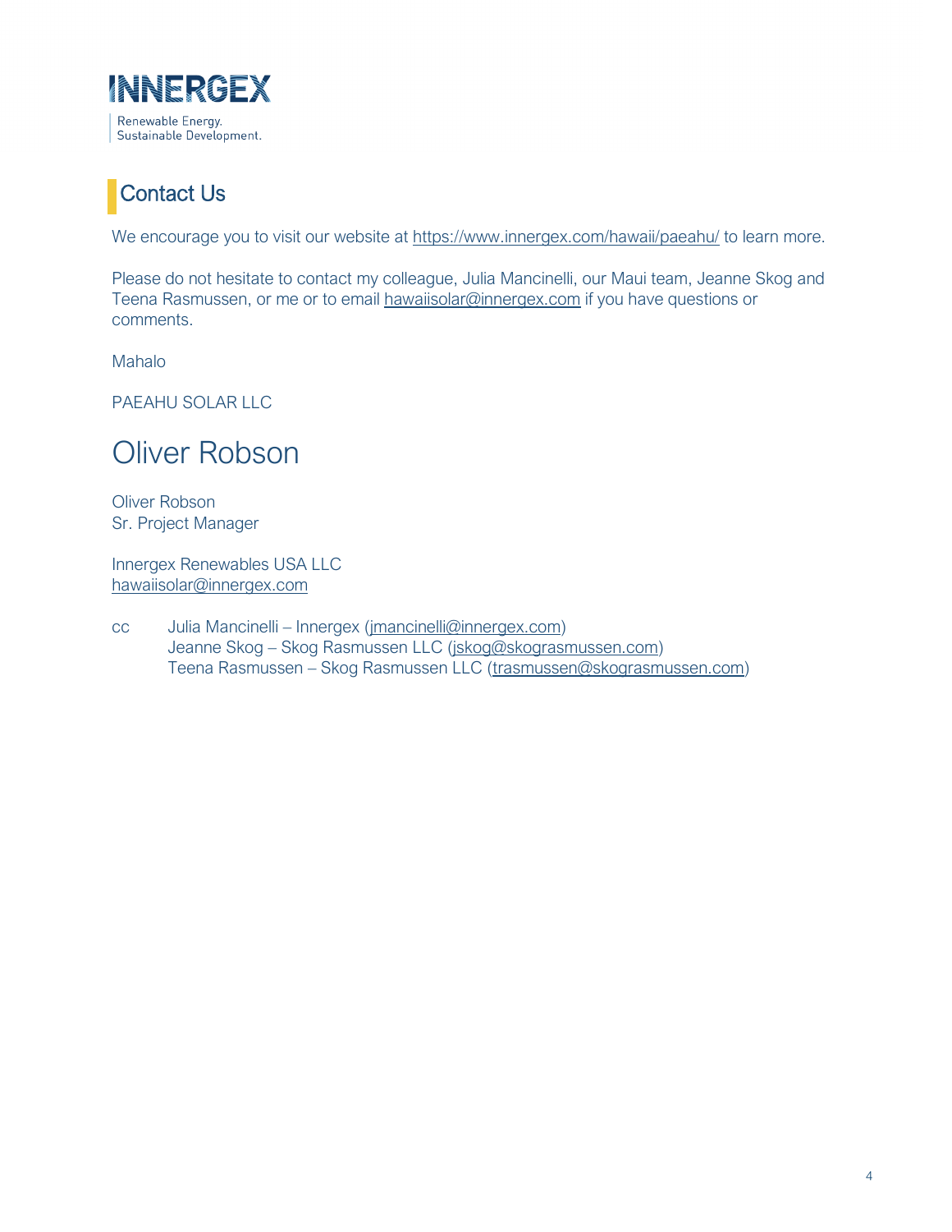INNERGEX

Renewable Energy.
Sustainable Development.

## Contact Us

We encourage you to visit our website at https://www.innergex.com/hawaii/paeahu/ to learn more.

Please do not hesitate to contact my colleague, Julia Mancinelli, our Maui team, Jeanne Skog and Teena Rasmussen, or me or to email hawaiisolar@innergex.com if you have questions or comments.

Mahalo

PAEAHU SOLAR LLC

Oliver Robson

Oliver Robson
Sr. Project Manager

Innergex Renewables USA LLC
hawaiisolar@innergex.com

cc Julia Mancinelli – Innergex (jmancinelli@innergex.com)
Jeanne Skog – Skog Rasmussen LLC (jskog@skograsmussen.com)
Teena Rasmussen – Skog Rasmussen LLC (trasmussen@skograsmussen.com)